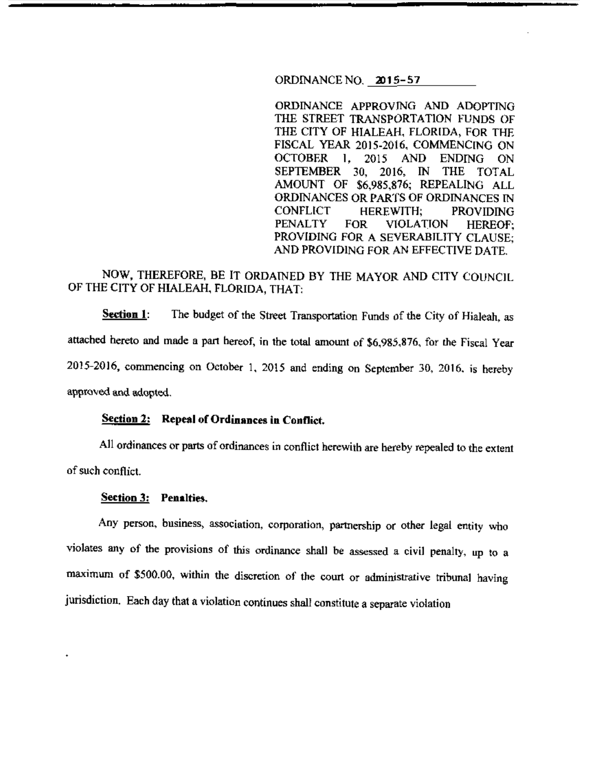ORDINANCE NO. 2015-57

ORDINANCE APPROVING AND ADOPTING THE STREET TRANSPORTATION FUNDS OF THE CITY OF HIALEAH, FLORIDA, FOR THE FISCAL YEAR 2015-2016, COMMENCING ON OCTOBER 1, 2015 AND ENDING ON SEPTEMBER 30, 2016, IN THE TOTAL AMOUNT OF $6,985,876; REPEALING ALL ORDINANCES OR PARTS OF ORDINANCES IN CONFLICT HEREWITH; PROVIDING PENALTY FOR VIOLATION HEREOF; PROVIDING FOR A SEVERABILITY CLAUSE; AND PROVIDING FOR AN EFFECTIVE DATE.

NOW, THEREFORE, BE IT ORDAINED BY THE MAYOR AND CITY COUNCIL OF THE CITY OF HIALEAH, FLORIDA, THAT:

**Section 1**: The budget of the Street Transportation Funds of the City of Hialeah, as attached hereto and made a part hereof, in the total amount of $6,985,876, for the Fiscal Year 2015-2016, commencing on October 1, 2015 and ending on September 30, 2016, is hereby approved and adopted.

**Section 2: Repeal of Ordinances in Conflict.**

All ordinances or parts of ordinances in conflict herewith are hereby repealed to the extent of such conflict.

**Section 3: Penalties.**

Any person, business, association, corporation, partnership or other legal entity who violates any of the provisions of this ordinance shall be assessed a civil penalty, up to a maximum of $500.00, within the discretion of the court or administrative tribunal having jurisdiction. Each day that a violation continues shall constitute a separate violation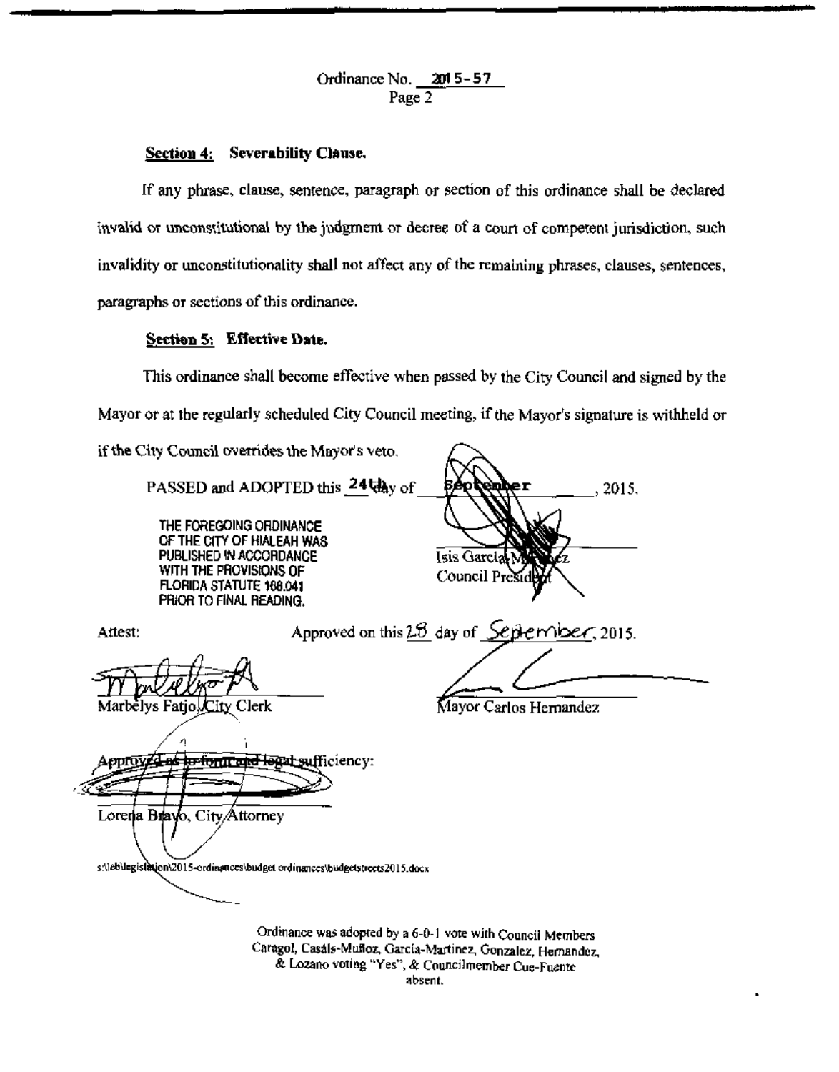Ordinance No. 2015-57
Page 2

**Section 4: Severability Clause.**

If any phrase, clause, sentence, paragraph or section of this ordinance shall be declared invalid or unconstitutional by the judgment or decree of a court of competent jurisdiction, such invalidity or unconstitutionality shall not affect any of the remaining phrases, clauses, sentences, paragraphs or sections of this ordinance.

**Section 5: Effective Date.**

This ordinance shall become effective when passed by the City Council and signed by the Mayor or at the regularly scheduled City Council meeting, if the Mayor's signature is withheld or if the City Council overrides the Mayor's veto.

PASSED and ADOPTED this 24th day of September, 2015.

THE FOREGOING ORDINANCE OF THE CITY OF HIALEAH WAS PUBLISHED IN ACCORDANCE WITH THE PROVISIONS OF FLORIDA STATUTE 166.041 PRIOR TO FINAL READING.

Isis Garcia-Martinez
Council President

Attest:

Approved on this 28 day of September, 2015.

Marbelys Fatjo, City Clerk

Mayor Carlos Hernandez

Approved as to form and legal sufficiency:

Lorena Bravo, City Attorney

s:\leb\legislation\2015-ordinances\budget ordinances\budgetstreets2015.docx

Ordinance was adopted by a 6-0-1 vote with Council Members Caragol, Casáls-Muñoz, Garcia-Martinez, Gonzalez, Hernandez, & Lozano voting "Yes", & Councilmember Cue-Fuente absent.